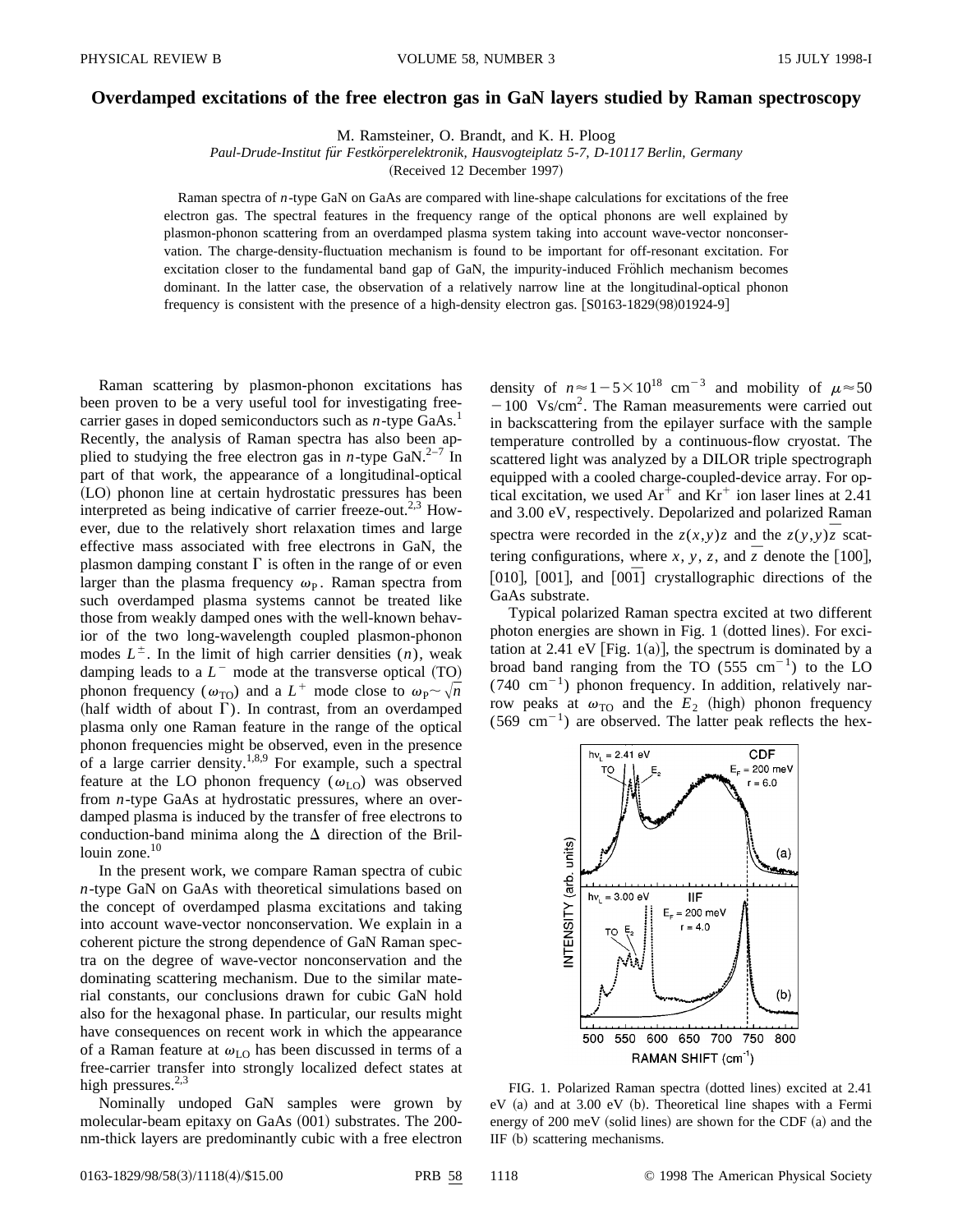# Overdamped excitations of the free electron gas in GaN layers studied by Raman spectroscopy

M. Ramsteiner, O. Brandt, and K. H. Ploog

*Paul-Drude-Institut für Festkörperelektronik, Hausvogteiplatz 5-7, D-10117 Berlin, Germany*

(Received 12 December 1997)

Raman spectra of *n*-type GaN on GaAs are compared with line-shape calculations for excitations of the free electron gas. The spectral features in the frequency range of the optical phonons are well explained by plasmon-phonon scattering from an overdamped plasma system taking into account wave-vector nonconservation. The charge-density-fluctuation mechanism is found to be important for off-resonant excitation. For excitation closer to the fundamental band gap of GaN, the impurity-induced Fröhlich mechanism becomes dominant. In the latter case, the observation of a relatively narrow line at the longitudinal-optical phonon frequency is consistent with the presence of a high-density electron gas. [S0163-1829(98)01924-9]

Raman scattering by plasmon-phonon excitations has been proven to be a very useful tool for investigating free-carrier gases in doped semiconductors such as *n*-type GaAs.[1] Recently, the analysis of Raman spectra has also been applied to studying the free electron gas in *n*-type GaN.[2–7] In part of that work, the appearance of a longitudinal-optical (LO) phonon line at certain hydrostatic pressures has been interpreted as being indicative of carrier freeze-out.[2,3] However, due to the relatively short relaxation times and large effective mass associated with free electrons in GaN, the plasmon damping constant $\Gamma$ is often in the range of or even larger than the plasma frequency $\omega_P$. Raman spectra from such overdamped plasma systems cannot be treated like those from weakly damped ones with the well-known behavior of the two long-wavelength coupled plasmon-phonon modes $L^{\pm}$. In the limit of high carrier densities ($n$), weak damping leads to a $L^{-}$ mode at the transverse optical (TO) phonon frequency ($\omega_{\rm TO}$) and a $L^{+}$ mode close to $\omega_P \sim \sqrt{n}$ (half width of about $\Gamma$). In contrast, from an overdamped plasma only one Raman feature in the range of the optical phonon frequencies might be observed, even in the presence of a large carrier density.[1,8,9] For example, such a spectral feature at the LO phonon frequency ($\omega_{\rm LO}$) was observed from *n*-type GaAs at hydrostatic pressures, where an overdamped plasma is induced by the transfer of free electrons to conduction-band minima along the $\Delta$ direction of the Brillouin zone.[10]

In the present work, we compare Raman spectra of cubic *n*-type GaN on GaAs with theoretical simulations based on the concept of overdamped plasma excitations and taking into account wave-vector nonconservation. We explain in a coherent picture the strong dependence of GaN Raman spectra on the degree of wave-vector nonconservation and the dominating scattering mechanism. Due to the similar material constants, our conclusions drawn for cubic GaN hold also for the hexagonal phase. In particular, our results might have consequences on recent work in which the appearance of a Raman feature at $\omega_{\rm LO}$ has been discussed in terms of a free-carrier transfer into strongly localized defect states at high pressures.[2,3]

Nominally undoped GaN samples were grown by molecular-beam epitaxy on GaAs (001) substrates. The 200-nm-thick layers are predominantly cubic with a free electron density of $n \approx 1-5\times10^{18}$ cm$^{-3}$ and mobility of $\mu \approx 50-100$ Vs/cm$^2$. The Raman measurements were carried out in backscattering from the epilayer surface with the sample temperature controlled by a continuous-flow cryostat. The scattered light was analyzed by a DILOR triple spectrograph equipped with a cooled charge-coupled-device array. For optical excitation, we used Ar$^+$ and Kr$^+$ ion laser lines at 2.41 and 3.00 eV, respectively. Depolarized and polarized Raman spectra were recorded in the $z(x,y)\bar{z}$ and the $z(y,y)\bar{z}$ scattering configurations, where $x$, $y$, $z$, and $\bar{z}$ denote the [100], [010], [001], and [00$\bar{1}$] crystallographic directions of the GaAs substrate.

Typical polarized Raman spectra excited at two different photon energies are shown in Fig. 1 (dotted lines). For excitation at 2.41 eV [Fig. 1(a)], the spectrum is dominated by a broad band ranging from the TO (555 cm$^{-1}$) to the LO (740 cm$^{-1}$) phonon frequency. In addition, relatively narrow peaks at $\omega_{\rm TO}$ and the $E_2$ (high) phonon frequency (569 cm$^{-1}$) are observed. The latter peak reflects the hex-

FIG. 1. Polarized Raman spectra (dotted lines) excited at 2.41 eV (a) and at 3.00 eV (b). Theoretical line shapes with a Fermi energy of 200 meV (solid lines) are shown for the CDF (a) and the IIF (b) scattering mechanisms.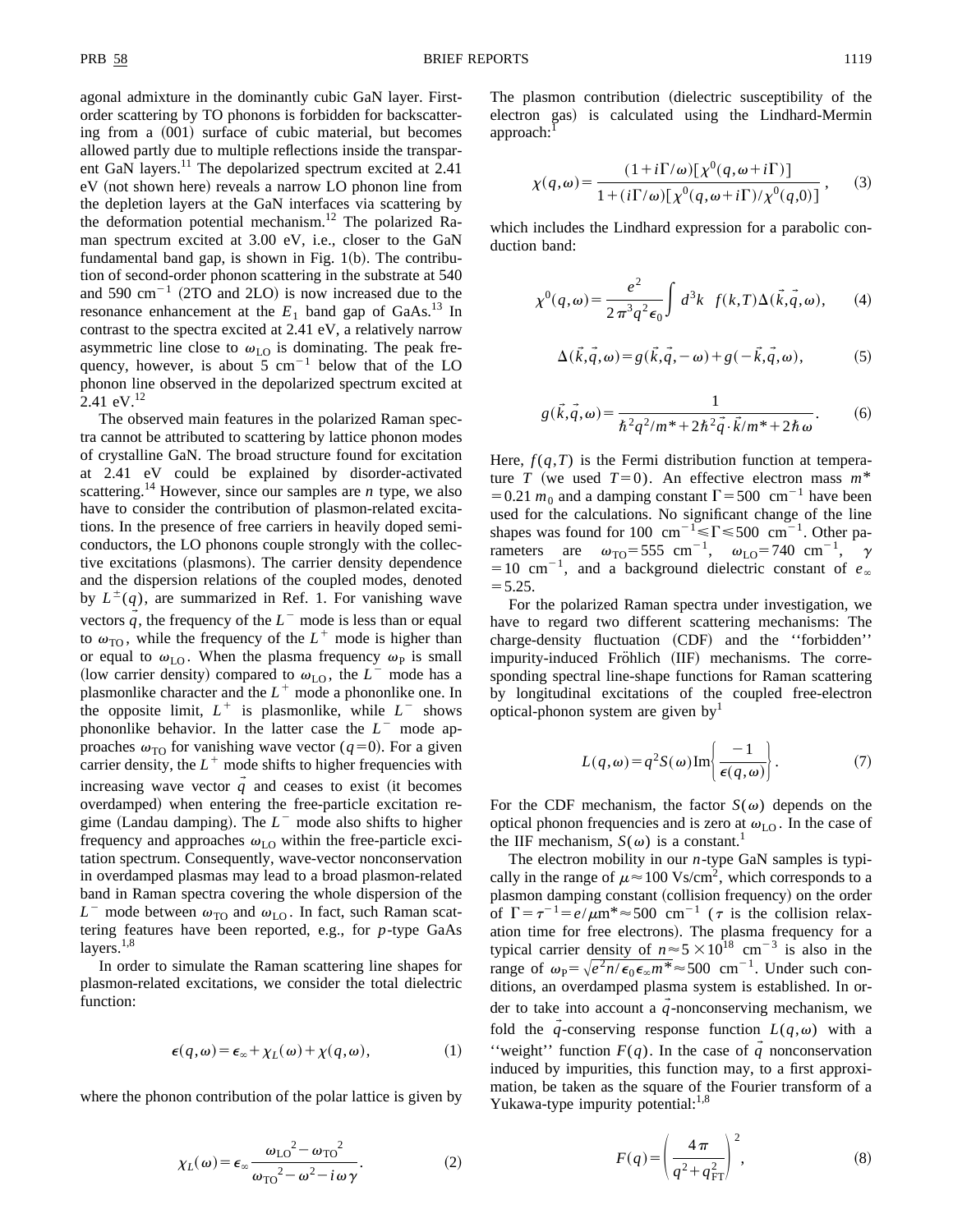agonal admixture in the dominantly cubic GaN layer. First-order scattering by TO phonons is forbidden for backscattering from a (001) surface of cubic material, but becomes allowed partly due to multiple reflections inside the transparent GaN layers.[11] The depolarized spectrum excited at 2.41 eV (not shown here) reveals a narrow LO phonon line from the depletion layers at the GaN interfaces via scattering by the deformation potential mechanism.[12] The polarized Raman spectrum excited at 3.00 eV, i.e., closer to the GaN fundamental band gap, is shown in Fig. 1(b). The contribution of second-order phonon scattering in the substrate at 540 and 590 $\mathrm{cm}^{-1}$ (2TO and 2LO) is now increased due to the resonance enhancement at the $E_1$ band gap of GaAs.[13] In contrast to the spectra excited at 2.41 eV, a relatively narrow asymmetric line close to $\omega_{\mathrm{LO}}$ is dominating. The peak frequency, however, is about 5 $\mathrm{cm}^{-1}$ below that of the LO phonon line observed in the depolarized spectrum excited at 2.41 eV.[12]

The observed main features in the polarized Raman spectra cannot be attributed to scattering by lattice phonon modes of crystalline GaN. The broad structure found for excitation at 2.41 eV could be explained by disorder-activated scattering.[14] However, since our samples are *n* type, we also have to consider the contribution of plasmon-related excitations. In the presence of free carriers in heavily doped semiconductors, the LO phonons couple strongly with the collective excitations (plasmons). The carrier density dependence and the dispersion relations of the coupled modes, denoted by $L^{\pm}(q)$, are summarized in Ref. 1. For vanishing wave vectors $\vec{q}$, the frequency of the $L^-$ mode is less than or equal to $\omega_{\mathrm{TO}}$, while the frequency of the $L^+$ mode is higher than or equal to $\omega_{\mathrm{LO}}$. When the plasma frequency $\omega_{\mathrm{P}}$ is small (low carrier density) compared to $\omega_{\mathrm{LO}}$, the $L^-$ mode has a plasmonlike character and the $L^+$ mode a phononlike one. In the opposite limit, $L^+$ is plasmonlike, while $L^-$ shows phononlike behavior. In the latter case the $L^-$ mode approaches $\omega_{\mathrm{TO}}$ for vanishing wave vector ($q=0$). For a given carrier density, the $L^+$ mode shifts to higher frequencies with increasing wave vector $\vec{q}$ and ceases to exist (it becomes overdamped) when entering the free-particle excitation regime (Landau damping). The $L^-$ mode also shifts to higher frequency and approaches $\omega_{\mathrm{LO}}$ within the free-particle excitation spectrum. Consequently, wave-vector nonconservation in overdamped plasmas may lead to a broad plasmon-related band in Raman spectra covering the whole dispersion of the $L^-$ mode between $\omega_{\mathrm{TO}}$ and $\omega_{\mathrm{LO}}$. In fact, such Raman scattering features have been reported, e.g., for *p*-type GaAs layers.[1,8]

In order to simulate the Raman scattering line shapes for plasmon-related excitations, we consider the total dielectric function:

$$\epsilon(q,\omega)=\epsilon_{\infty}+\chi_L(\omega)+\chi(q,\omega), \tag{1}$$

where the phonon contribution of the polar lattice is given by

$$\chi_L(\omega)=\epsilon_{\infty}\frac{\omega_{\mathrm{LO}}{}^2-\omega_{\mathrm{TO}}{}^2}{\omega_{\mathrm{TO}}{}^2-\omega^2-i\omega\gamma}. \tag{2}$$

The plasmon contribution (dielectric susceptibility of the electron gas) is calculated using the Lindhard-Mermin approach:[1]

$$\chi(q,\omega)=\frac{(1+i\Gamma/\omega)[\chi^0(q,\omega+i\Gamma)]}{1+(i\Gamma/\omega)[\chi^0(q,\omega+i\Gamma)/\chi^0(q,0)]}, \tag{3}$$

which includes the Lindhard expression for a parabolic conduction band:

$$\chi^0(q,\omega)=\frac{e^2}{2\pi^3q^2\epsilon_0}\int d^3k \;\; f(k,T)\Delta(\vec{k},\vec{q},\omega), \tag{4}$$

$$\Delta(\vec{k},\vec{q},\omega)=g(\vec{k},\vec{q},-\omega)+g(-\vec{k},\vec{q},\omega), \tag{5}$$

$$g(\vec{k},\vec{q},\omega)=\frac{1}{\hbar^2q^2/m^*+2\hbar^2\vec{q}\cdot\vec{k}/m^*+2\hbar\omega}. \tag{6}$$

Here, $f(q,T)$ is the Fermi distribution function at temperature $T$ (we used $T=0$). An effective electron mass $m^*=0.21\,m_0$ and a damping constant $\Gamma=500\ \mathrm{cm}^{-1}$ have been used for the calculations. No significant change of the line shapes was found for $100\ \mathrm{cm}^{-1}\leqslant\Gamma\leqslant500\ \mathrm{cm}^{-1}$. Other parameters are $\omega_{\mathrm{TO}}=555\ \mathrm{cm}^{-1}$, $\omega_{\mathrm{LO}}=740\ \mathrm{cm}^{-1}$, $\gamma=10\ \mathrm{cm}^{-1}$, and a background dielectric constant of $e_{\infty}=5.25$.

For the polarized Raman spectra under investigation, we have to regard two different scattering mechanisms: The charge-density fluctuation (CDF) and the "forbidden" impurity-induced Fröhlich (IIF) mechanisms. The corresponding spectral line-shape functions for Raman scattering by longitudinal excitations of the coupled free-electron optical-phonon system are given by[1]

$$L(q,\omega)=q^2S(\omega)\,\mathrm{Im}\left\{\frac{-1}{\epsilon(q,\omega)}\right\}. \tag{7}$$

For the CDF mechanism, the factor $S(\omega)$ depends on the optical phonon frequencies and is zero at $\omega_{\mathrm{LO}}$. In the case of the IIF mechanism, $S(\omega)$ is a constant.[1]

The electron mobility in our *n*-type GaN samples is typically in the range of $\mu\approx100\ \mathrm{Vs/cm}^2$, which corresponds to a plasmon damping constant (collision frequency) on the order of $\Gamma=\tau^{-1}=e/\mu m^*\approx500\ \mathrm{cm}^{-1}$ ($\tau$ is the collision relaxation time for free electrons). The plasma frequency for a typical carrier density of $n\approx5\times10^{18}\ \mathrm{cm}^{-3}$ is also in the range of $\omega_{\mathrm{P}}=\sqrt{e^2n/\epsilon_0\epsilon_{\infty}m^*}\approx500\ \mathrm{cm}^{-1}$. Under such conditions, an overdamped plasma system is established. In order to take into account a $\vec{q}$-nonconserving mechanism, we fold the $\vec{q}$-conserving response function $L(q,\omega)$ with a "weight" function $F(q)$. In the case of $\vec{q}$ nonconservation induced by impurities, this function may, to a first approximation, be taken as the square of the Fourier transform of a Yukawa-type impurity potential:[1,8]

$$F(q)=\left(\frac{4\pi}{q^2+q_{\mathrm{FT}}^2}\right)^2, \tag{8}$$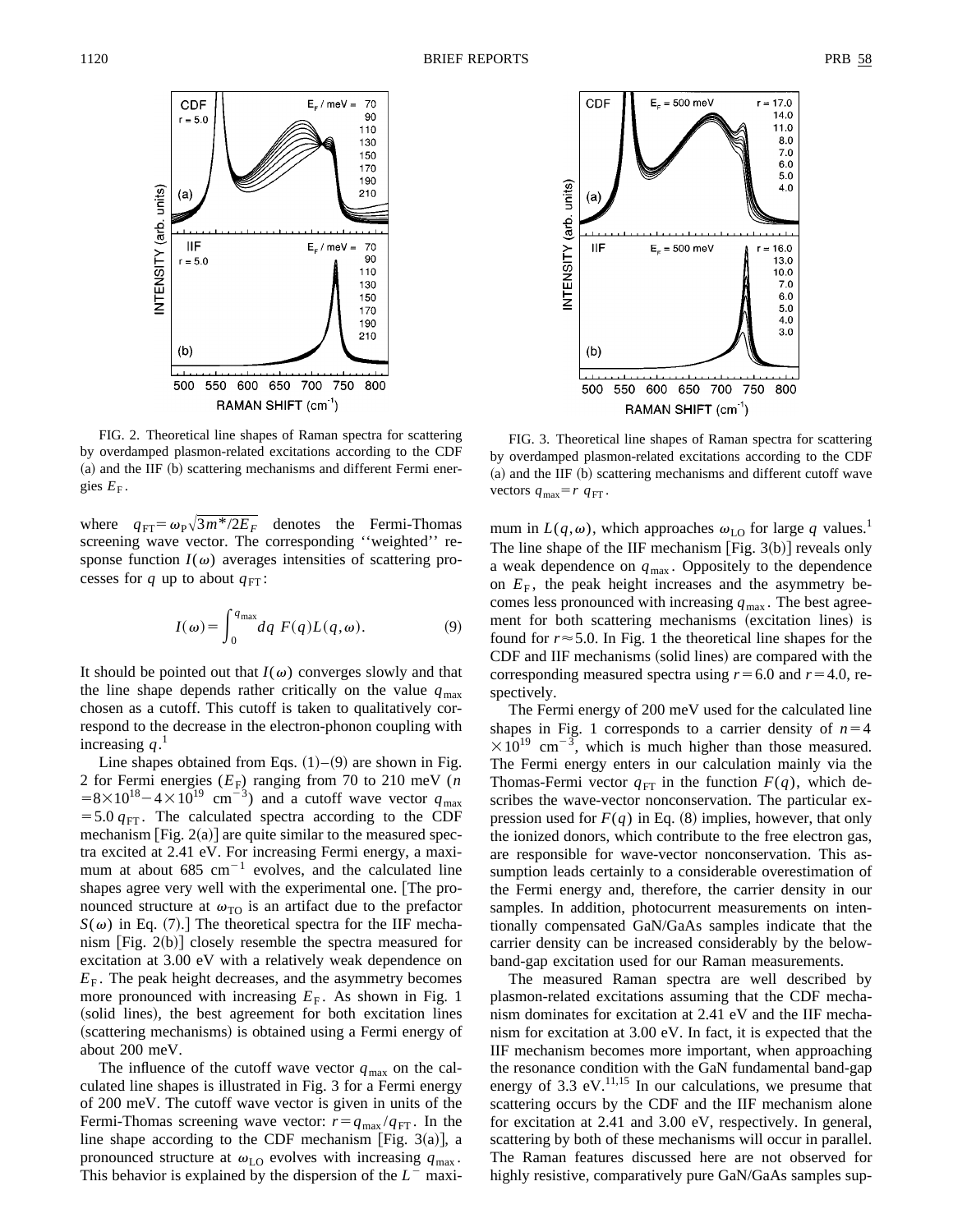FIG. 2. Theoretical line shapes of Raman spectra for scattering by overdamped plasmon-related excitations according to the CDF (a) and the IIF (b) scattering mechanisms and different Fermi energies $E_F$.

FIG. 3. Theoretical line shapes of Raman spectra for scattering by overdamped plasmon-related excitations according to the CDF (a) and the IIF (b) scattering mechanisms and different cutoff wave vectors $q_{max}=r\ q_{FT}$.

where $q_{FT}=\omega_P\sqrt{3m^*/2E_F}$ denotes the Fermi-Thomas screening wave vector. The corresponding ''weighted'' response function $I(\omega)$ averages intensities of scattering processes for $q$ up to about $q_{FT}$:

$$I(\omega)=\int_0^{q_{max}}dq\ F(q)L(q,\omega). \tag{9}$$

It should be pointed out that $I(\omega)$ converges slowly and that the line shape depends rather critically on the value $q_{max}$ chosen as a cutoff. This cutoff is taken to qualitatively correspond to the decrease in the electron-phonon coupling with increasing $q$.[1]

Line shapes obtained from Eqs. (1)–(9) are shown in Fig. 2 for Fermi energies ($E_F$) ranging from 70 to 210 meV ($n=8\times10^{18}-4\times10^{19}$ cm$^{-3}$) and a cutoff wave vector $q_{max}=5.0\,q_{FT}$. The calculated spectra according to the CDF mechanism [Fig. 2(a)] are quite similar to the measured spectra excited at 2.41 eV. For increasing Fermi energy, a maximum at about 685 cm$^{-1}$ evolves, and the calculated line shapes agree very well with the experimental one. [The pronounced structure at $\omega_{TO}$ is an artifact due to the prefactor $S(\omega)$ in Eq. (7).] The theoretical spectra for the IIF mechanism [Fig. 2(b)] closely resemble the spectra measured for excitation at 3.00 eV with a relatively weak dependence on $E_F$. The peak height decreases, and the asymmetry becomes more pronounced with increasing $E_F$. As shown in Fig. 1 (solid lines), the best agreement for both excitation lines (scattering mechanisms) is obtained using a Fermi energy of about 200 meV.

The influence of the cutoff wave vector $q_{max}$ on the calculated line shapes is illustrated in Fig. 3 for a Fermi energy of 200 meV. The cutoff wave vector is given in units of the Fermi-Thomas screening wave vector: $r=q_{max}/q_{FT}$. In the line shape according to the CDF mechanism [Fig. 3(a)], a pronounced structure at $\omega_{LO}$ evolves with increasing $q_{max}$. This behavior is explained by the dispersion of the $L^-$ maximum in $L(q,\omega)$, which approaches $\omega_{LO}$ for large $q$ values.[1] The line shape of the IIF mechanism [Fig. 3(b)] reveals only a weak dependence on $q_{max}$. Oppositely to the dependence on $E_F$, the peak height increases and the asymmetry becomes less pronounced with increasing $q_{max}$. The best agreement for both scattering mechanisms (excitation lines) is found for $r\approx5.0$. In Fig. 1 the theoretical line shapes for the CDF and IIF mechanisms (solid lines) are compared with the corresponding measured spectra using $r=6.0$ and $r=4.0$, respectively.

The Fermi energy of 200 meV used for the calculated line shapes in Fig. 1 corresponds to a carrier density of $n=4\times10^{19}$ cm$^{-3}$, which is much higher than those measured. The Fermi energy enters in our calculation mainly via the Thomas-Fermi vector $q_{FT}$ in the function $F(q)$, which describes the wave-vector nonconservation. The particular expression used for $F(q)$ in Eq. (8) implies, however, that only the ionized donors, which contribute to the free electron gas, are responsible for wave-vector nonconservation. This assumption leads certainly to a considerable overestimation of the Fermi energy and, therefore, the carrier density in our samples. In addition, photocurrent measurements on intentionally compensated GaN/GaAs samples indicate that the carrier density can be increased considerably by the below-band-gap excitation used for our Raman measurements.

The measured Raman spectra are well described by plasmon-related excitations assuming that the CDF mechanism dominates for excitation at 2.41 eV and the IIF mechanism for excitation at 3.00 eV. In fact, it is expected that the IIF mechanism becomes more important, when approaching the resonance condition with the GaN fundamental band-gap energy of 3.3 eV.[11,15] In our calculations, we presume that scattering occurs by the CDF and the IIF mechanism alone for excitation at 2.41 and 3.00 eV, respectively. In general, scattering by both of these mechanisms will occur in parallel. The Raman features discussed here are not observed for highly resistive, comparatively pure GaN/GaAs samples sup-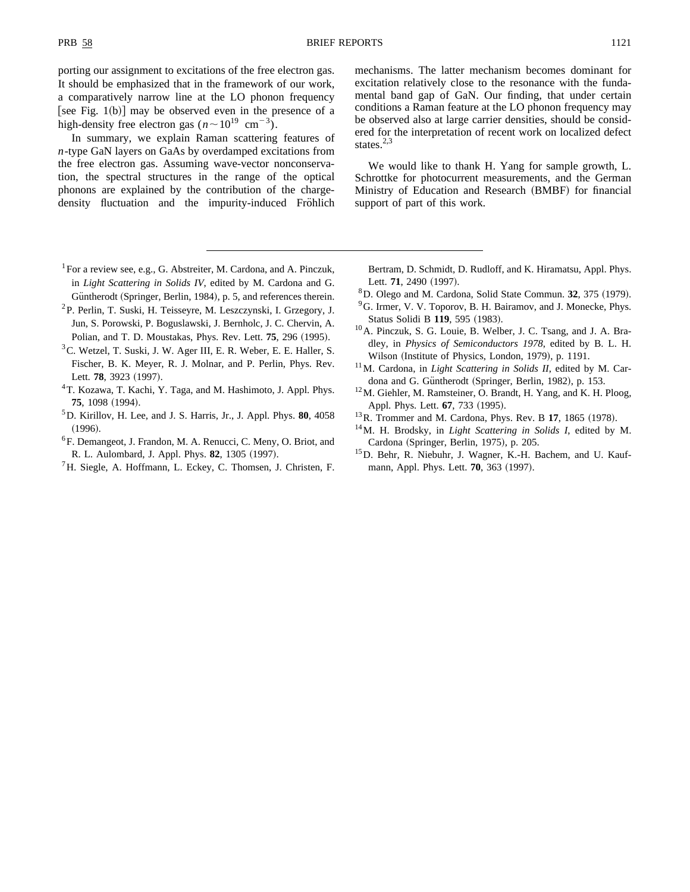porting our assignment to excitations of the free electron gas. It should be emphasized that in the framework of our work, a comparatively narrow line at the LO phonon frequency [see Fig. 1(b)] may be observed even in the presence of a high-density free electron gas ($n \sim 10^{19}$ cm$^{-3}$).

In summary, we explain Raman scattering features of $n$-type GaN layers on GaAs by overdamped excitations from the free electron gas. Assuming wave-vector nonconservation, the spectral structures in the range of the optical phonons are explained by the contribution of the charge-density fluctuation and the impurity-induced Fröhlich mechanisms. The latter mechanism becomes dominant for excitation relatively close to the resonance with the fundamental band gap of GaN. Our finding, that under certain conditions a Raman feature at the LO phonon frequency may be observed also at large carrier densities, should be considered for the interpretation of recent work on localized defect states.[2,3]

We would like to thank H. Yang for sample growth, L. Schrottke for photocurrent measurements, and the German Ministry of Education and Research (BMBF) for financial support of part of this work.

---

[1] For a review see, e.g., G. Abstreiter, M. Cardona, and A. Pinczuk, in *Light Scattering in Solids IV*, edited by M. Cardona and G. Güntherodt (Springer, Berlin, 1984), p. 5, and references therein.

[2] P. Perlin, T. Suski, H. Teisseyre, M. Leszczynski, I. Grzegory, J. Jun, S. Porowski, P. Boguslawski, J. Bernholc, J. C. Chervin, A. Polian, and T. D. Moustakas, Phys. Rev. Lett. **75**, 296 (1995).

[3] C. Wetzel, T. Suski, J. W. Ager III, E. R. Weber, E. E. Haller, S. Fischer, B. K. Meyer, R. J. Molnar, and P. Perlin, Phys. Rev. Lett. **78**, 3923 (1997).

[4] T. Kozawa, T. Kachi, Y. Taga, and M. Hashimoto, J. Appl. Phys. **75**, 1098 (1994).

[5] D. Kirillov, H. Lee, and J. S. Harris, Jr., J. Appl. Phys. **80**, 4058 (1996).

[6] F. Demangeot, J. Frandon, M. A. Renucci, C. Meny, O. Briot, and R. L. Aulombard, J. Appl. Phys. **82**, 1305 (1997).

[7] H. Siegle, A. Hoffmann, L. Eckey, C. Thomsen, J. Christen, F. Bertram, D. Schmidt, D. Rudloff, and K. Hiramatsu, Appl. Phys. Lett. **71**, 2490 (1997).

[8] D. Olego and M. Cardona, Solid State Commun. **32**, 375 (1979).

[9] G. Irmer, V. V. Toporov, B. H. Bairamov, and J. Monecke, Phys. Status Solidi B **119**, 595 (1983).

[10] A. Pinczuk, S. G. Louie, B. Welber, J. C. Tsang, and J. A. Bradley, in *Physics of Semiconductors 1978*, edited by B. L. H. Wilson (Institute of Physics, London, 1979), p. 1191.

[11] M. Cardona, in *Light Scattering in Solids II*, edited by M. Cardona and G. Güntherodt (Springer, Berlin, 1982), p. 153.

[12] M. Giehler, M. Ramsteiner, O. Brandt, H. Yang, and K. H. Ploog, Appl. Phys. Lett. **67**, 733 (1995).

[13] R. Trommer and M. Cardona, Phys. Rev. B **17**, 1865 (1978).

[14] M. H. Brodsky, in *Light Scattering in Solids I*, edited by M. Cardona (Springer, Berlin, 1975), p. 205.

[15] D. Behr, R. Niebuhr, J. Wagner, K.-H. Bachem, and U. Kaufmann, Appl. Phys. Lett. **70**, 363 (1997).